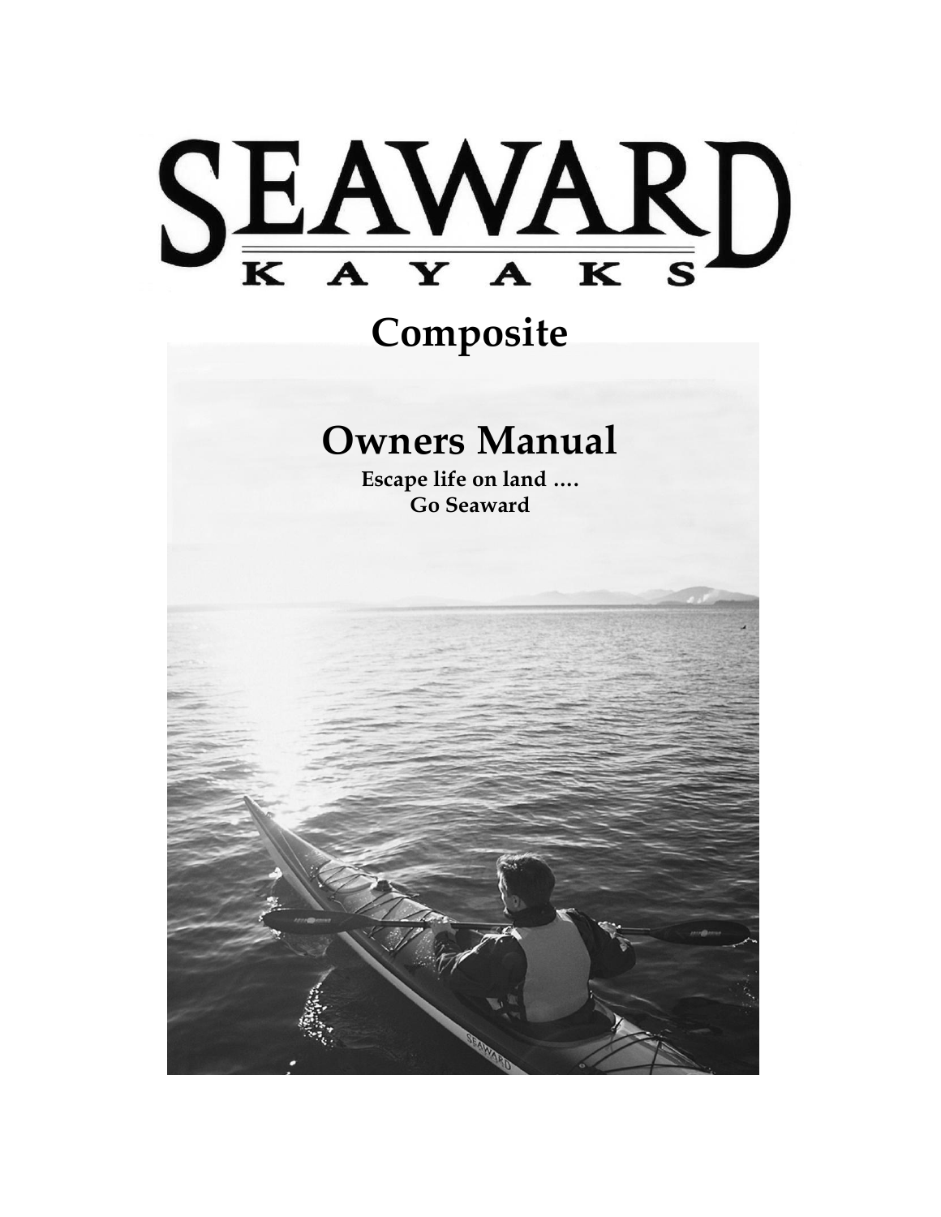# SEAWARD KAYAKS

## Composite

## Owners Manual

**Escape life on land ….**
**Go Seaward**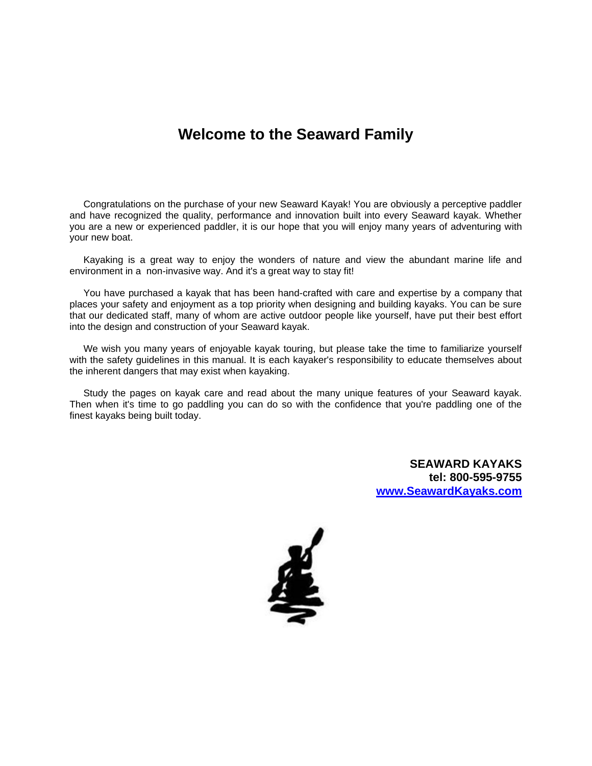# Welcome to the Seaward Family

Congratulations on the purchase of your new Seaward Kayak! You are obviously a perceptive paddler and have recognized the quality, performance and innovation built into every Seaward kayak. Whether you are a new or experienced paddler, it is our hope that you will enjoy many years of adventuring with your new boat.

Kayaking is a great way to enjoy the wonders of nature and view the abundant marine life and environment in a non-invasive way. And it's a great way to stay fit!

You have purchased a kayak that has been hand-crafted with care and expertise by a company that places your safety and enjoyment as a top priority when designing and building kayaks. You can be sure that our dedicated staff, many of whom are active outdoor people like yourself, have put their best effort into the design and construction of your Seaward kayak.

We wish you many years of enjoyable kayak touring, but please take the time to familiarize yourself with the safety guidelines in this manual. It is each kayaker's responsibility to educate themselves about the inherent dangers that may exist when kayaking.

Study the pages on kayak care and read about the many unique features of your Seaward kayak. Then when it's time to go paddling you can do so with the confidence that you're paddling one of the finest kayaks being built today.

**SEAWARD KAYAKS**
**tel: 800-595-9755**
**[www.SeawardKayaks.com](http://www.SeawardKayaks.com)**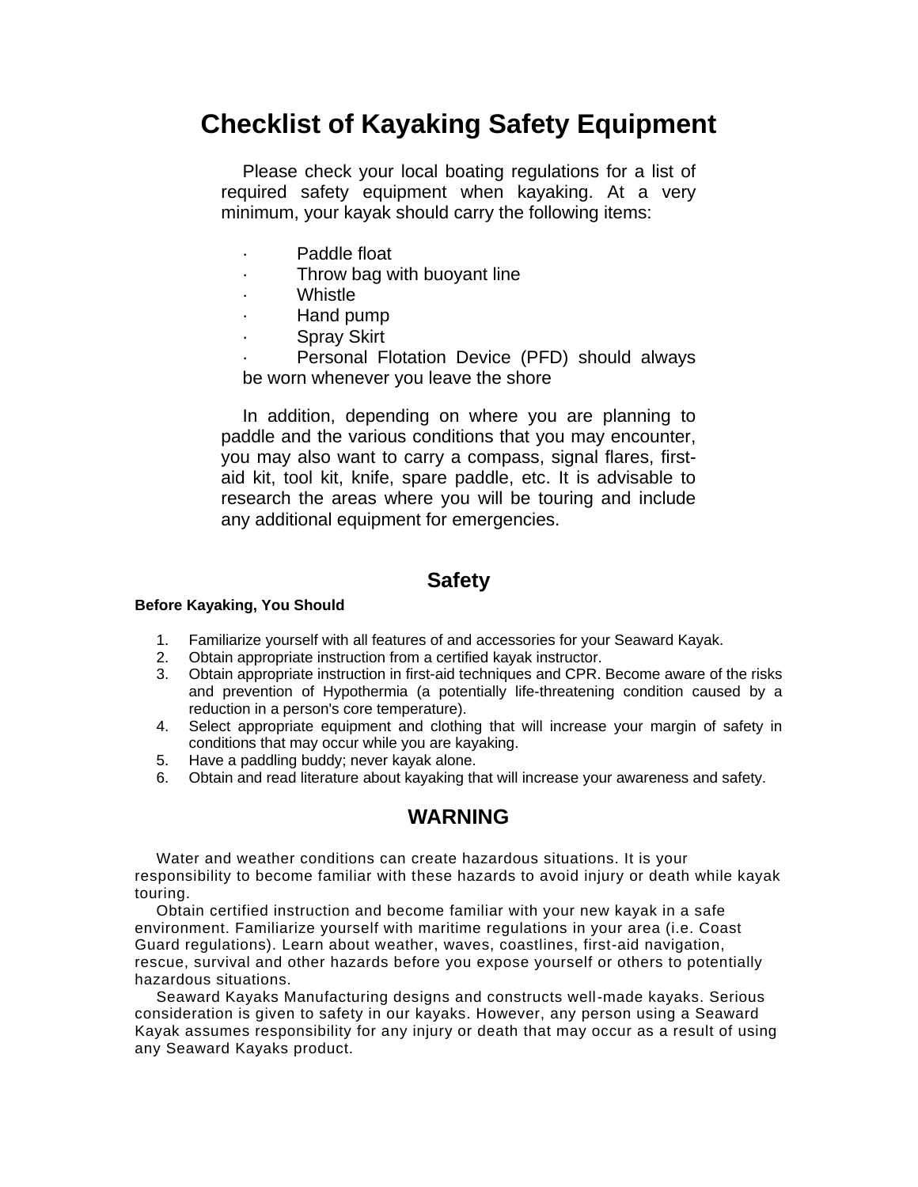# Checklist of Kayaking Safety Equipment

Please check your local boating regulations for a list of required safety equipment when kayaking. At a very minimum, your kayak should carry the following items:

- Paddle float
- Throw bag with buoyant line
- Whistle
- Hand pump
- Spray Skirt
- Personal Flotation Device (PFD) should always be worn whenever you leave the shore

In addition, depending on where you are planning to paddle and the various conditions that you may encounter, you may also want to carry a compass, signal flares, first-aid kit, tool kit, knife, spare paddle, etc. It is advisable to research the areas where you will be touring and include any additional equipment for emergencies.

## Safety

**Before Kayaking, You Should**

1. Familiarize yourself with all features of and accessories for your Seaward Kayak.
2. Obtain appropriate instruction from a certified kayak instructor.
3. Obtain appropriate instruction in first-aid techniques and CPR. Become aware of the risks and prevention of Hypothermia (a potentially life-threatening condition caused by a reduction in a person's core temperature).
4. Select appropriate equipment and clothing that will increase your margin of safety in conditions that may occur while you are kayaking.
5. Have a paddling buddy; never kayak alone.
6. Obtain and read literature about kayaking that will increase your awareness and safety.

## WARNING

Water and weather conditions can create hazardous situations. It is your responsibility to become familiar with these hazards to avoid injury or death while kayak touring.

Obtain certified instruction and become familiar with your new kayak in a safe environment. Familiarize yourself with maritime regulations in your area (i.e. Coast Guard regulations). Learn about weather, waves, coastlines, first-aid navigation, rescue, survival and other hazards before you expose yourself or others to potentially hazardous situations.

Seaward Kayaks Manufacturing designs and constructs well-made kayaks. Serious consideration is given to safety in our kayaks. However, any person using a Seaward Kayak assumes responsibility for any injury or death that may occur as a result of using any Seaward Kayaks product.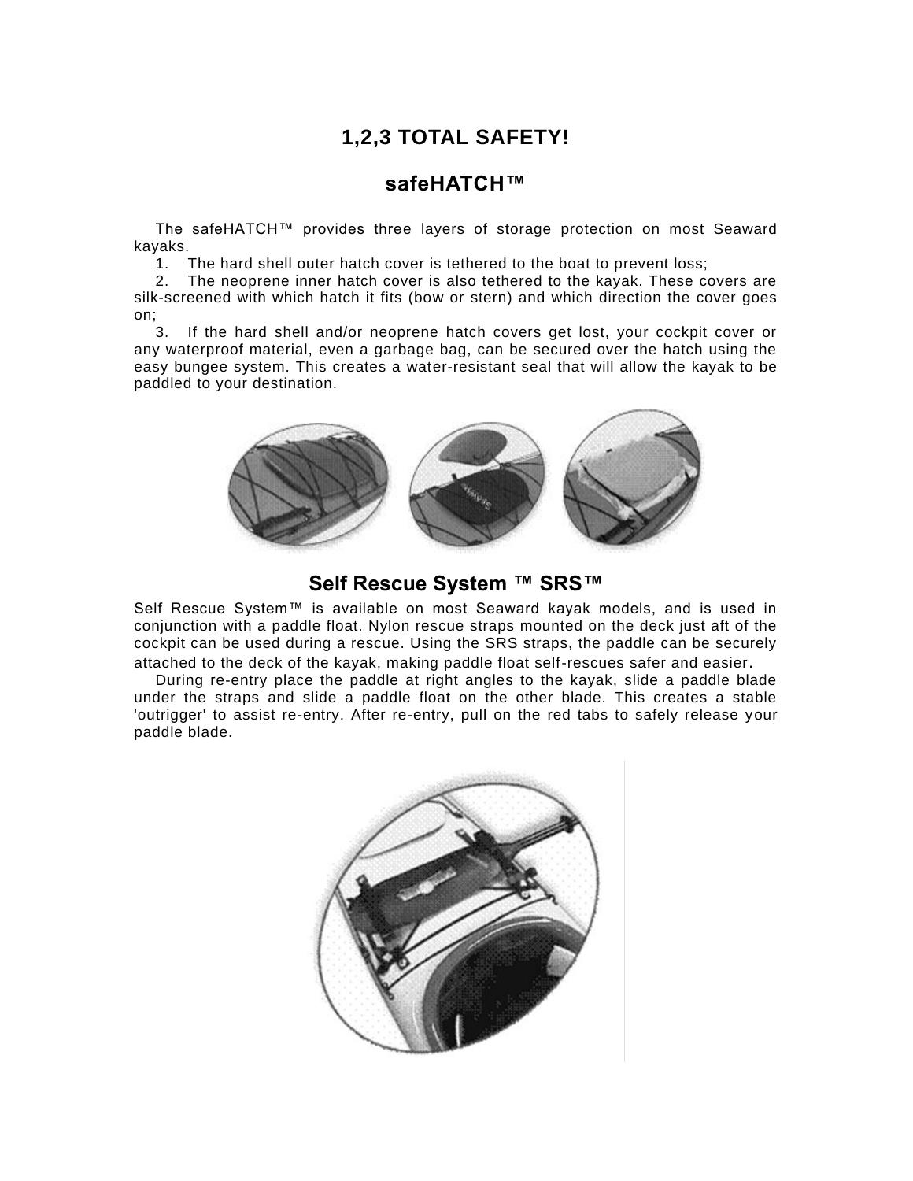## 1,2,3 TOTAL SAFETY!

## safeHATCH™

The safeHATCH™ provides three layers of storage protection on most Seaward kayaks.

1. The hard shell outer hatch cover is tethered to the boat to prevent loss;
2. The neoprene inner hatch cover is also tethered to the kayak. These covers are silk-screened with which hatch it fits (bow or stern) and which direction the cover goes on;
3. If the hard shell and/or neoprene hatch covers get lost, your cockpit cover or any waterproof material, even a garbage bag, can be secured over the hatch using the easy bungee system. This creates a water-resistant seal that will allow the kayak to be paddled to your destination.

## Self Rescue System ™ SRS™

Self Rescue System™ is available on most Seaward kayak models, and is used in conjunction with a paddle float. Nylon rescue straps mounted on the deck just aft of the cockpit can be used during a rescue. Using the SRS straps, the paddle can be securely attached to the deck of the kayak, making paddle float self-rescues safer and easier.

During re-entry place the paddle at right angles to the kayak, slide a paddle blade under the straps and slide a paddle float on the other blade. This creates a stable 'outrigger' to assist re-entry. After re-entry, pull on the red tabs to safely release your paddle blade.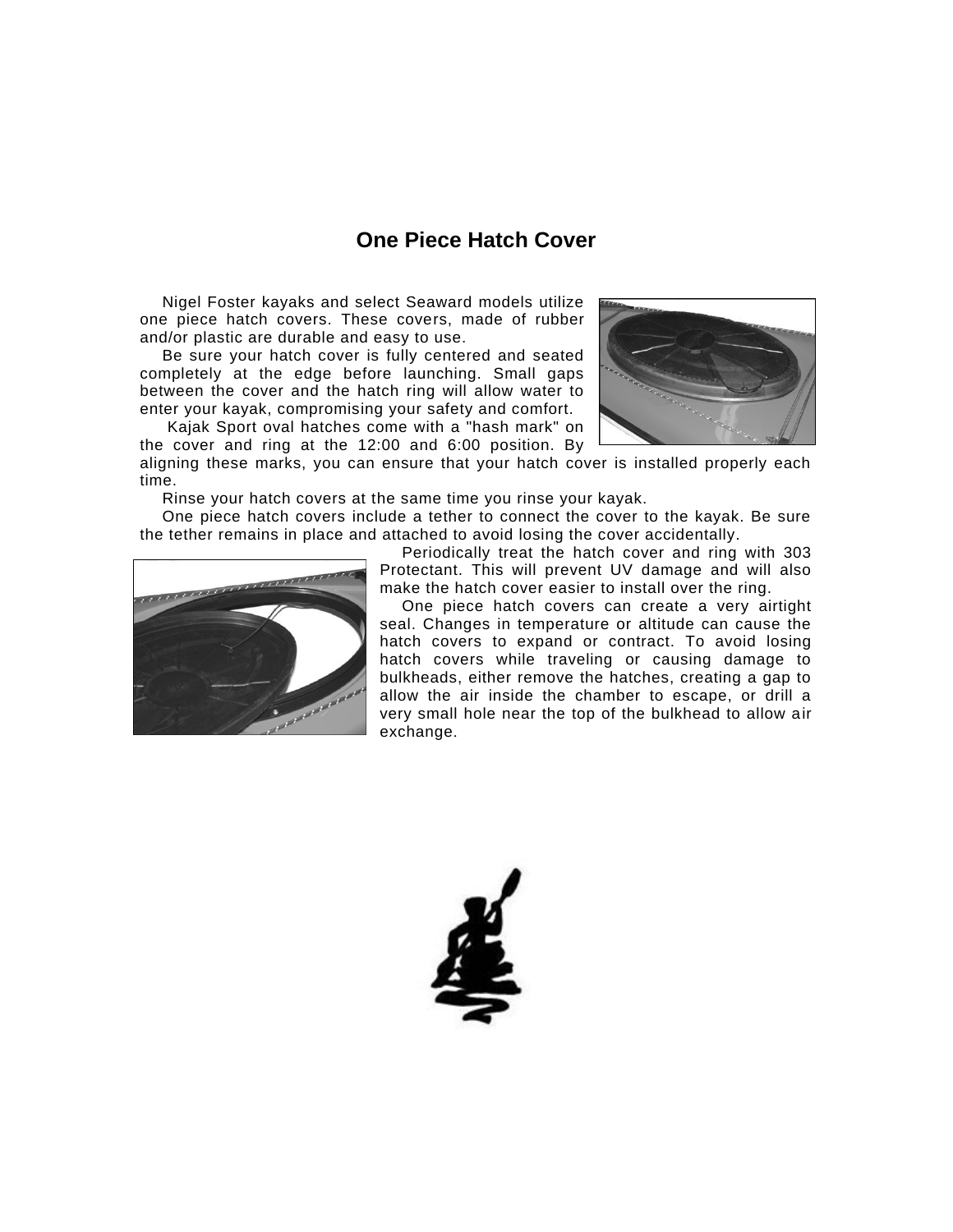# One Piece Hatch Cover

Nigel Foster kayaks and select Seaward models utilize one piece hatch covers. These covers, made of rubber and/or plastic are durable and easy to use.

Be sure your hatch cover is fully centered and seated completely at the edge before launching. Small gaps between the cover and the hatch ring will allow water to enter your kayak, compromising your safety and comfort.

Kajak Sport oval hatches come with a "hash mark" on the cover and ring at the 12:00 and 6:00 position. By aligning these marks, you can ensure that your hatch cover is installed properly each time.

Rinse your hatch covers at the same time you rinse your kayak.

One piece hatch covers include a tether to connect the cover to the kayak. Be sure the tether remains in place and attached to avoid losing the cover accidentally.

Periodically treat the hatch cover and ring with 303 Protectant. This will prevent UV damage and will also make the hatch cover easier to install over the ring.

One piece hatch covers can create a very airtight seal. Changes in temperature or altitude can cause the hatch covers to expand or contract. To avoid losing hatch covers while traveling or causing damage to bulkheads, either remove the hatches, creating a gap to allow the air inside the chamber to escape, or drill a very small hole near the top of the bulkhead to allow air exchange.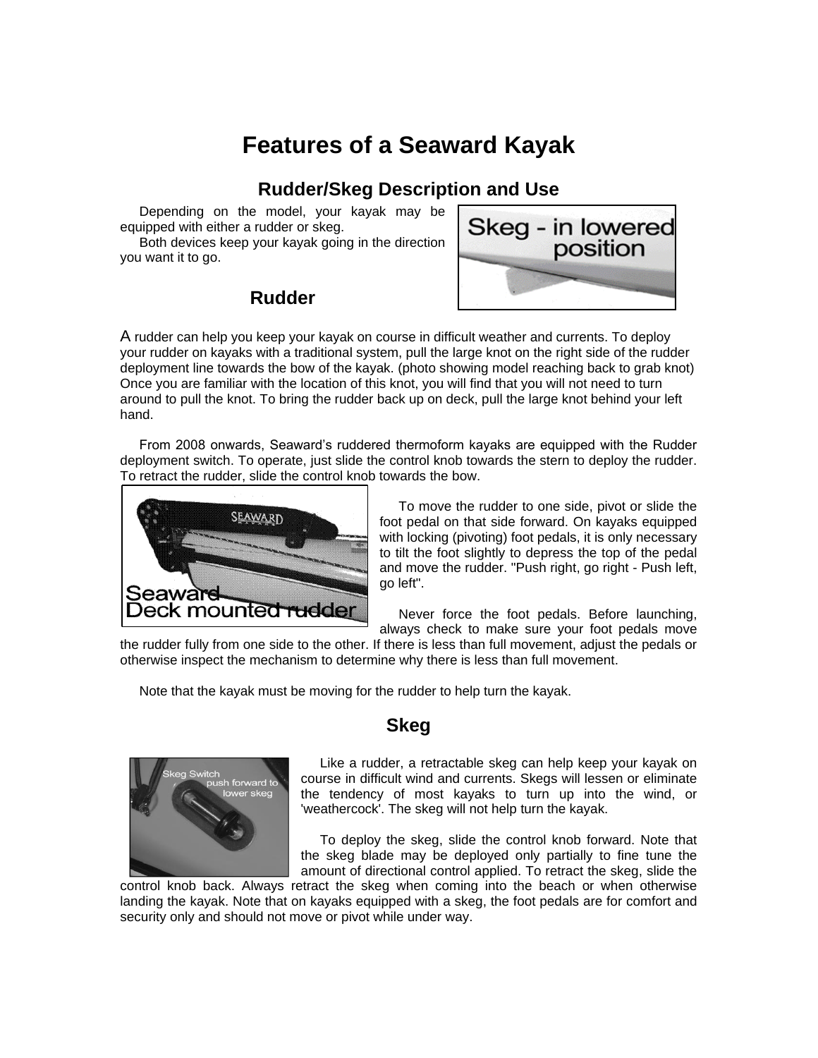# Features of a Seaward Kayak

## Rudder/Skeg Description and Use

Depending on the model, your kayak may be equipped with either a rudder or skeg.

Both devices keep your kayak going in the direction you want it to go.

### Rudder

A rudder can help you keep your kayak on course in difficult weather and currents. To deploy your rudder on kayaks with a traditional system, pull the large knot on the right side of the rudder deployment line towards the bow of the kayak. (photo showing model reaching back to grab knot) Once you are familiar with the location of this knot, you will find that you will not need to turn around to pull the knot. To bring the rudder back up on deck, pull the large knot behind your left hand.

From 2008 onwards, Seaward's ruddered thermoform kayaks are equipped with the Rudder deployment switch. To operate, just slide the control knob towards the stern to deploy the rudder. To retract the rudder, slide the control knob towards the bow.

To move the rudder to one side, pivot or slide the foot pedal on that side forward. On kayaks equipped with locking (pivoting) foot pedals, it is only necessary to tilt the foot slightly to depress the top of the pedal and move the rudder. "Push right, go right - Push left, go left".

Never force the foot pedals. Before launching, always check to make sure your foot pedals move the rudder fully from one side to the other. If there is less than full movement, adjust the pedals or otherwise inspect the mechanism to determine why there is less than full movement.

Note that the kayak must be moving for the rudder to help turn the kayak.

### Skeg

Like a rudder, a retractable skeg can help keep your kayak on course in difficult wind and currents. Skegs will lessen or eliminate the tendency of most kayaks to turn up into the wind, or 'weathercock'. The skeg will not help turn the kayak.

To deploy the skeg, slide the control knob forward. Note that the skeg blade may be deployed only partially to fine tune the amount of directional control applied. To retract the skeg, slide the control knob back. Always retract the skeg when coming into the beach or when otherwise landing the kayak. Note that on kayaks equipped with a skeg, the foot pedals are for comfort and security only and should not move or pivot while under way.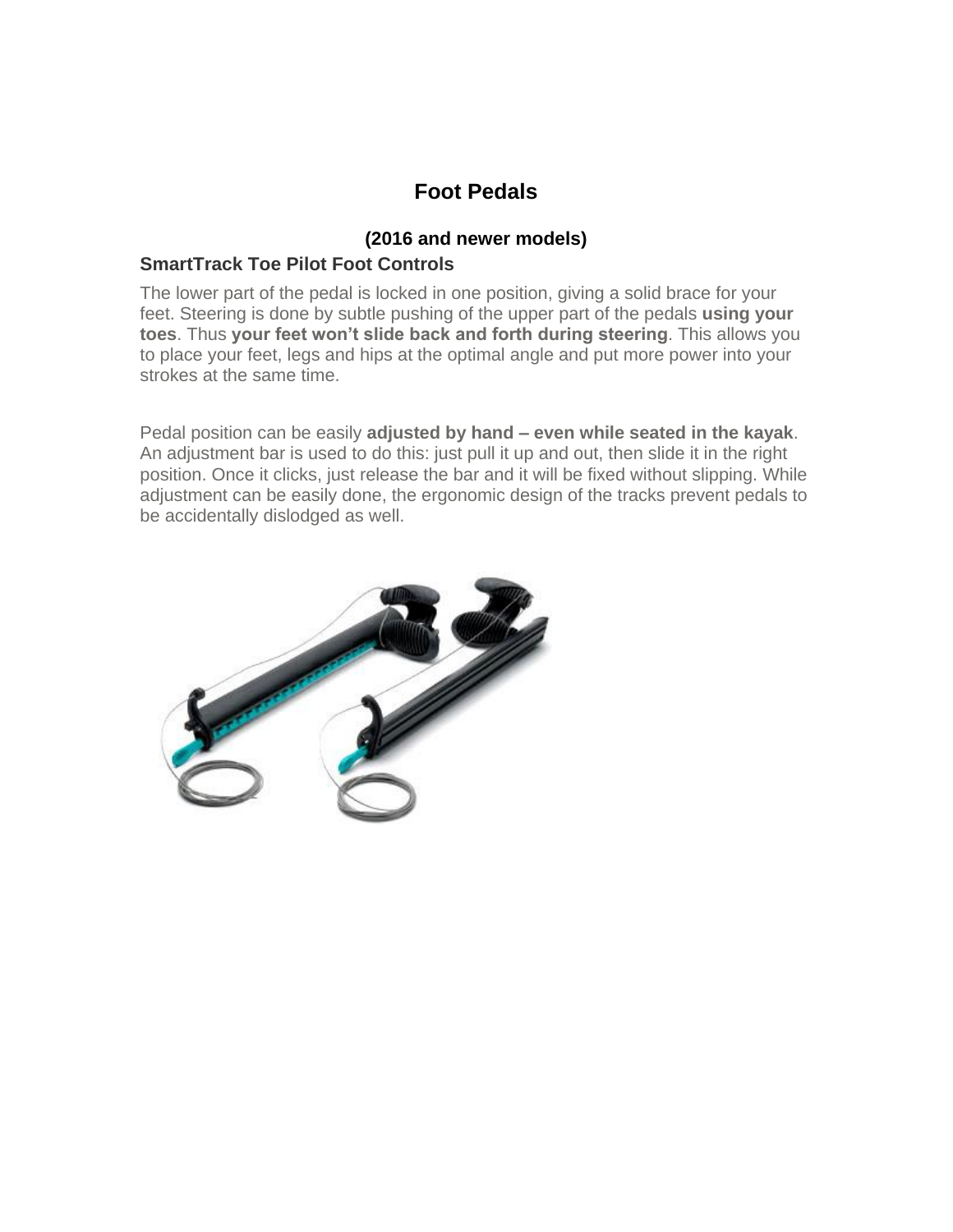# Foot Pedals

### (2016 and newer models)

## SmartTrack Toe Pilot Foot Controls

The lower part of the pedal is locked in one position, giving a solid brace for your feet. Steering is done by subtle pushing of the upper part of the pedals **using your toes**. Thus **your feet won't slide back and forth during steering**. This allows you to place your feet, legs and hips at the optimal angle and put more power into your strokes at the same time.

Pedal position can be easily **adjusted by hand – even while seated in the kayak**. An adjustment bar is used to do this: just pull it up and out, then slide it in the right position. Once it clicks, just release the bar and it will be fixed without slipping. While adjustment can be easily done, the ergonomic design of the tracks prevent pedals to be accidentally dislodged as well.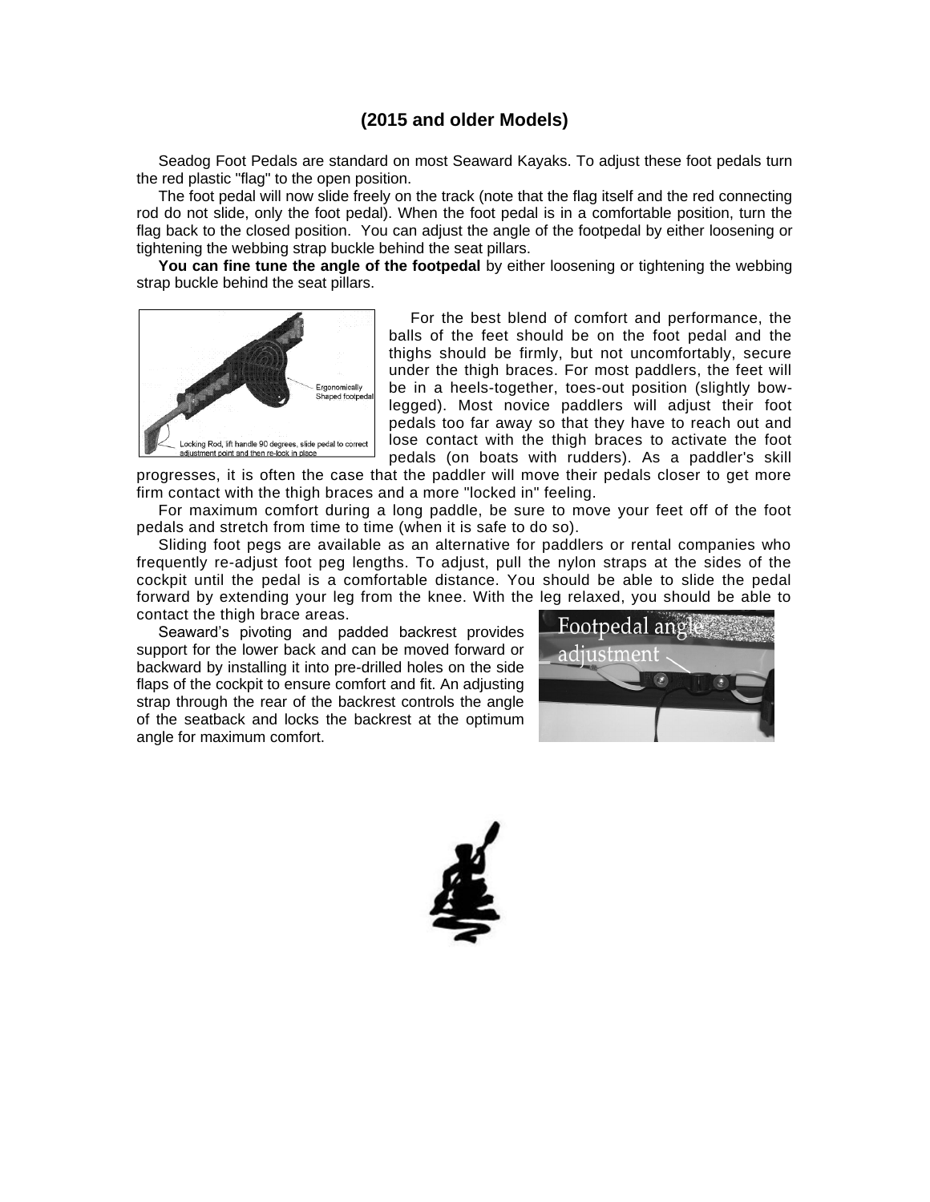### (2015 and older Models)

Seadog Foot Pedals are standard on most Seaward Kayaks. To adjust these foot pedals turn the red plastic "flag" to the open position.

The foot pedal will now slide freely on the track (note that the flag itself and the red connecting rod do not slide, only the foot pedal). When the foot pedal is in a comfortable position, turn the flag back to the closed position. You can adjust the angle of the footpedal by either loosening or tightening the webbing strap buckle behind the seat pillars.

**You can fine tune the angle of the footpedal** by either loosening or tightening the webbing strap buckle behind the seat pillars.

Ergonomically Shaped footpedal

Locking Rod, lift handle 90 degrees, slide pedal to correct adjustment point and then re-lock in place

For the best blend of comfort and performance, the balls of the feet should be on the foot pedal and the thighs should be firmly, but not uncomfortably, secure under the thigh braces. For most paddlers, the feet will be in a heels-together, toes-out position (slightly bow-legged). Most novice paddlers will adjust their foot pedals too far away so that they have to reach out and lose contact with the thigh braces to activate the foot pedals (on boats with rudders). As a paddler's skill progresses, it is often the case that the paddler will move their pedals closer to get more firm contact with the thigh braces and a more "locked in" feeling.

For maximum comfort during a long paddle, be sure to move your feet off of the foot pedals and stretch from time to time (when it is safe to do so).

Sliding foot pegs are available as an alternative for paddlers or rental companies who frequently re-adjust foot peg lengths. To adjust, pull the nylon straps at the sides of the cockpit until the pedal is a comfortable distance. You should be able to slide the pedal forward by extending your leg from the knee. With the leg relaxed, you should be able to contact the thigh brace areas.

Seaward's pivoting and padded backrest provides support for the lower back and can be moved forward or backward by installing it into pre-drilled holes on the side flaps of the cockpit to ensure comfort and fit. An adjusting strap through the rear of the backrest controls the angle of the seatback and locks the backrest at the optimum angle for maximum comfort.

Footpedal angle adjustment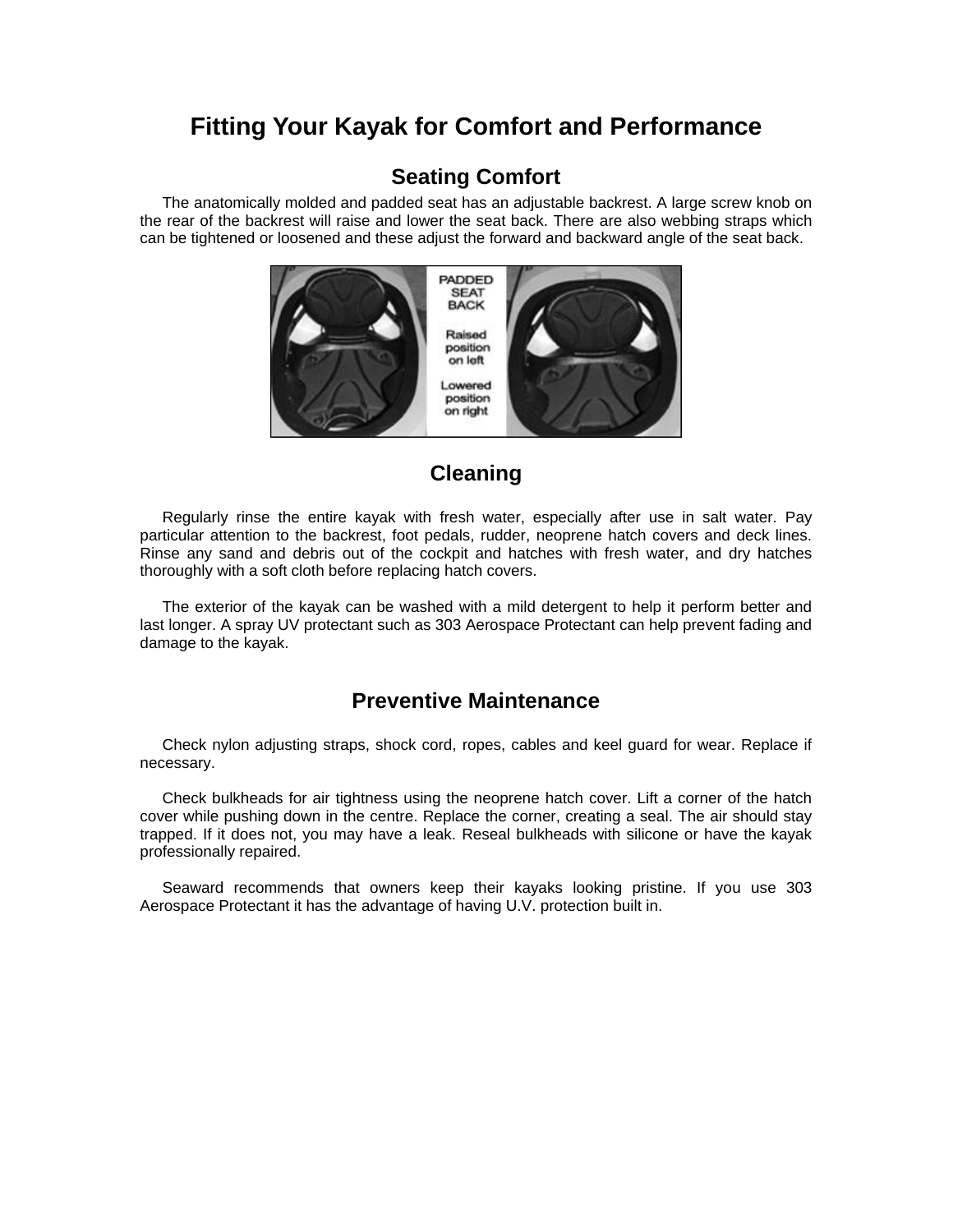# Fitting Your Kayak for Comfort and Performance

## Seating Comfort

The anatomically molded and padded seat has an adjustable backrest. A large screw knob on the rear of the backrest will raise and lower the seat back. There are also webbing straps which can be tightened or loosened and these adjust the forward and backward angle of the seat back.

## Cleaning

Regularly rinse the entire kayak with fresh water, especially after use in salt water. Pay particular attention to the backrest, foot pedals, rudder, neoprene hatch covers and deck lines. Rinse any sand and debris out of the cockpit and hatches with fresh water, and dry hatches thoroughly with a soft cloth before replacing hatch covers.

The exterior of the kayak can be washed with a mild detergent to help it perform better and last longer. A spray UV protectant such as 303 Aerospace Protectant can help prevent fading and damage to the kayak.

## Preventive Maintenance

Check nylon adjusting straps, shock cord, ropes, cables and keel guard for wear. Replace if necessary.

Check bulkheads for air tightness using the neoprene hatch cover. Lift a corner of the hatch cover while pushing down in the centre. Replace the corner, creating a seal. The air should stay trapped. If it does not, you may have a leak. Reseal bulkheads with silicone or have the kayak professionally repaired.

Seaward recommends that owners keep their kayaks looking pristine. If you use 303 Aerospace Protectant it has the advantage of having U.V. protection built in.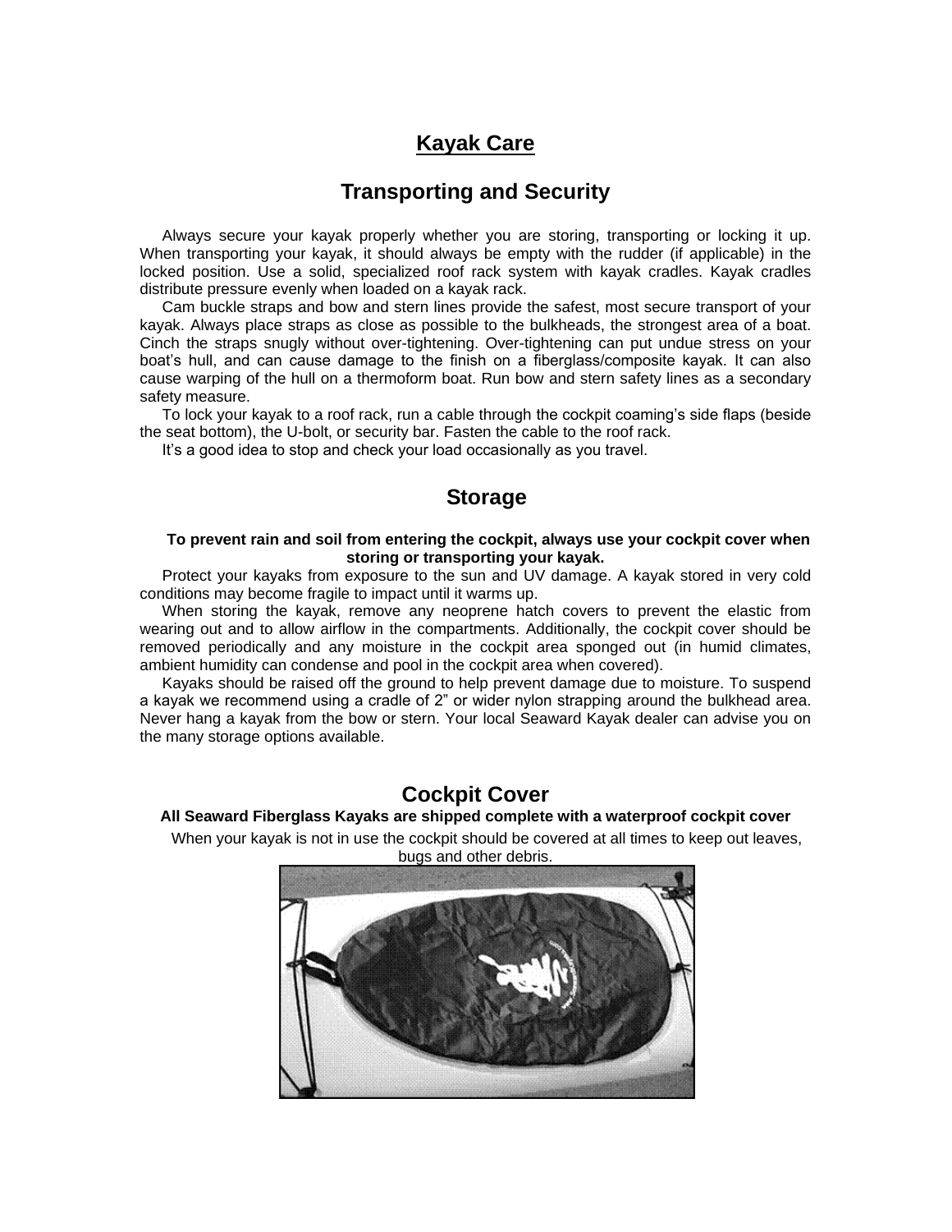# Kayak Care

## Transporting and Security

Always secure your kayak properly whether you are storing, transporting or locking it up. When transporting your kayak, it should always be empty with the rudder (if applicable) in the locked position. Use a solid, specialized roof rack system with kayak cradles. Kayak cradles distribute pressure evenly when loaded on a kayak rack.

Cam buckle straps and bow and stern lines provide the safest, most secure transport of your kayak. Always place straps as close as possible to the bulkheads, the strongest area of a boat. Cinch the straps snugly without over-tightening. Over-tightening can put undue stress on your boat's hull, and can cause damage to the finish on a fiberglass/composite kayak. It can also cause warping of the hull on a thermoform boat. Run bow and stern safety lines as a secondary safety measure.

To lock your kayak to a roof rack, run a cable through the cockpit coaming's side flaps (beside the seat bottom), the U-bolt, or security bar. Fasten the cable to the roof rack.

It's a good idea to stop and check your load occasionally as you travel.

## Storage

**To prevent rain and soil from entering the cockpit, always use your cockpit cover when storing or transporting your kayak.**

Protect your kayaks from exposure to the sun and UV damage. A kayak stored in very cold conditions may become fragile to impact until it warms up.

When storing the kayak, remove any neoprene hatch covers to prevent the elastic from wearing out and to allow airflow in the compartments. Additionally, the cockpit cover should be removed periodically and any moisture in the cockpit area sponged out (in humid climates, ambient humidity can condense and pool in the cockpit area when covered).

Kayaks should be raised off the ground to help prevent damage due to moisture. To suspend a kayak we recommend using a cradle of 2" or wider nylon strapping around the bulkhead area. Never hang a kayak from the bow or stern. Your local Seaward Kayak dealer can advise you on the many storage options available.

## Cockpit Cover

**All Seaward Fiberglass Kayaks are shipped complete with a waterproof cockpit cover**

When your kayak is not in use the cockpit should be covered at all times to keep out leaves, bugs and other debris.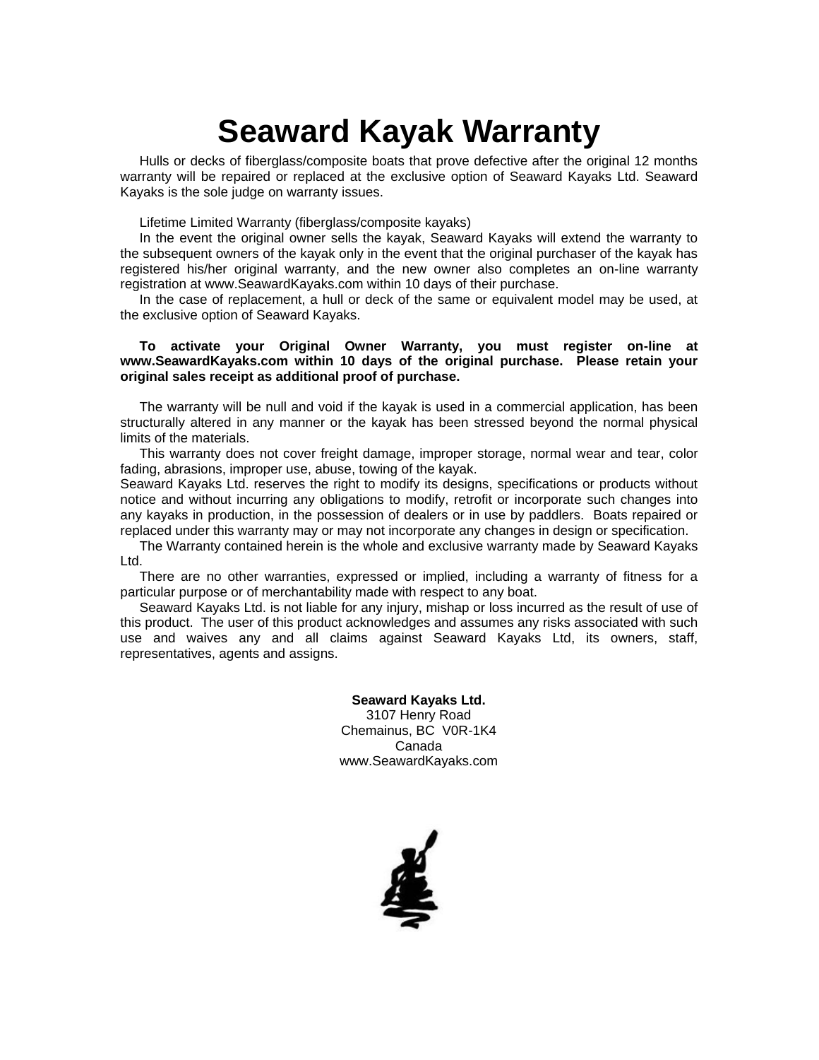# Seaward Kayak Warranty

Hulls or decks of fiberglass/composite boats that prove defective after the original 12 months warranty will be repaired or replaced at the exclusive option of Seaward Kayaks Ltd. Seaward Kayaks is the sole judge on warranty issues.

Lifetime Limited Warranty (fiberglass/composite kayaks)

In the event the original owner sells the kayak, Seaward Kayaks will extend the warranty to the subsequent owners of the kayak only in the event that the original purchaser of the kayak has registered his/her original warranty, and the new owner also completes an on-line warranty registration at www.SeawardKayaks.com within 10 days of their purchase.

In the case of replacement, a hull or deck of the same or equivalent model may be used, at the exclusive option of Seaward Kayaks.

**To activate your Original Owner Warranty, you must register on-line at www.SeawardKayaks.com within 10 days of the original purchase. Please retain your original sales receipt as additional proof of purchase.**

The warranty will be null and void if the kayak is used in a commercial application, has been structurally altered in any manner or the kayak has been stressed beyond the normal physical limits of the materials.

This warranty does not cover freight damage, improper storage, normal wear and tear, color fading, abrasions, improper use, abuse, towing of the kayak.

Seaward Kayaks Ltd. reserves the right to modify its designs, specifications or products without notice and without incurring any obligations to modify, retrofit or incorporate such changes into any kayaks in production, in the possession of dealers or in use by paddlers. Boats repaired or replaced under this warranty may or may not incorporate any changes in design or specification.

The Warranty contained herein is the whole and exclusive warranty made by Seaward Kayaks Ltd.

There are no other warranties, expressed or implied, including a warranty of fitness for a particular purpose or of merchantability made with respect to any boat.

Seaward Kayaks Ltd. is not liable for any injury, mishap or loss incurred as the result of use of this product. The user of this product acknowledges and assumes any risks associated with such use and waives any and all claims against Seaward Kayaks Ltd, its owners, staff, representatives, agents and assigns.

**Seaward Kayaks Ltd.**
3107 Henry Road
Chemainus, BC V0R-1K4
Canada
www.SeawardKayaks.com